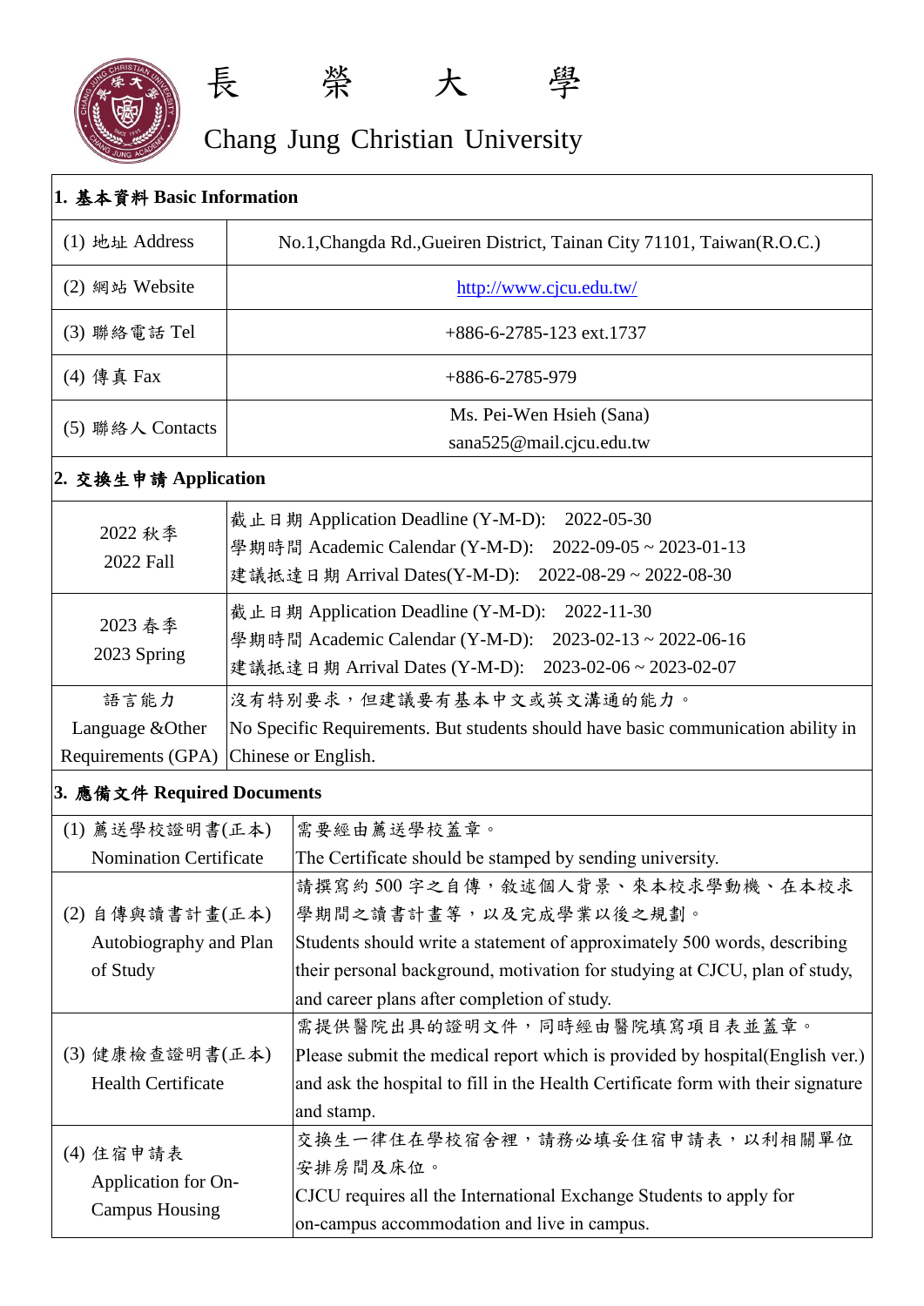# 長　榮　大　學

# Chang Jung Christian University

| **1. 基本資料 Basic Information** | |
|---|---|
| (1) 地址 Address | No.1,Changda Rd.,Gueiren District, Tainan City 71101, Taiwan(R.O.C.) |
| (2) 網站 Website | http://www.cjcu.edu.tw/ |
| (3) 聯絡電話 Tel | +886-6-2785-123 ext.1737 |
| (4) 傳真 Fax | +886-6-2785-979 |
| (5) 聯絡人 Contacts | Ms. Pei-Wen Hsieh (Sana)<br>sana525@mail.cjcu.edu.tw |
| **2. 交換生申請 Application** | |
| 2022 秋季<br>2022 Fall | 截止日期 Application Deadline (Y-M-D): 2022-05-30<br>學期時間 Academic Calendar (Y-M-D): 2022-09-05 ~ 2023-01-13<br>建議抵達日期 Arrival Dates(Y-M-D): 2022-08-29 ~ 2022-08-30 |
| 2023 春季<br>2023 Spring | 截止日期 Application Deadline (Y-M-D): 2022-11-30<br>學期時間 Academic Calendar (Y-M-D): 2023-02-13 ~ 2022-06-16<br>建議抵達日期 Arrival Dates (Y-M-D): 2023-02-06 ~ 2023-02-07 |
| 語言能力<br>Language &Other Requirements (GPA) | 沒有特別要求，但建議要有基本中文或英文溝通的能力。<br>No Specific Requirements. But students should have basic communication ability in Chinese or English. |
| **3. 應備文件 Required Documents** | |
| (1) 薦送學校證明書(正本)<br>Nomination Certificate | 需要經由薦送學校蓋章。<br>The Certificate should be stamped by sending university. |
| (2) 自傳與讀書計畫(正本)<br>Autobiography and Plan of Study | 請撰寫約 500 字之自傳，敘述個人背景、來本校求學動機、在本校求學期間之讀書計畫等，以及完成學業以後之規劃。<br>Students should write a statement of approximately 500 words, describing their personal background, motivation for studying at CJCU, plan of study, and career plans after completion of study. |
| (3) 健康檢查證明書(正本)<br>Health Certificate | 需提供醫院出具的證明文件，同時經由醫院填寫項目表並蓋章。<br>Please submit the medical report which is provided by hospital(English ver.) and ask the hospital to fill in the Health Certificate form with their signature and stamp. |
| (4) 住宿申請表<br>Application for On-Campus Housing | 交換生一律住在學校宿舍裡，請務必填妥住宿申請表，以利相關單位安排房間及床位。<br>CJCU requires all the International Exchange Students to apply for on-campus accommodation and live in campus. |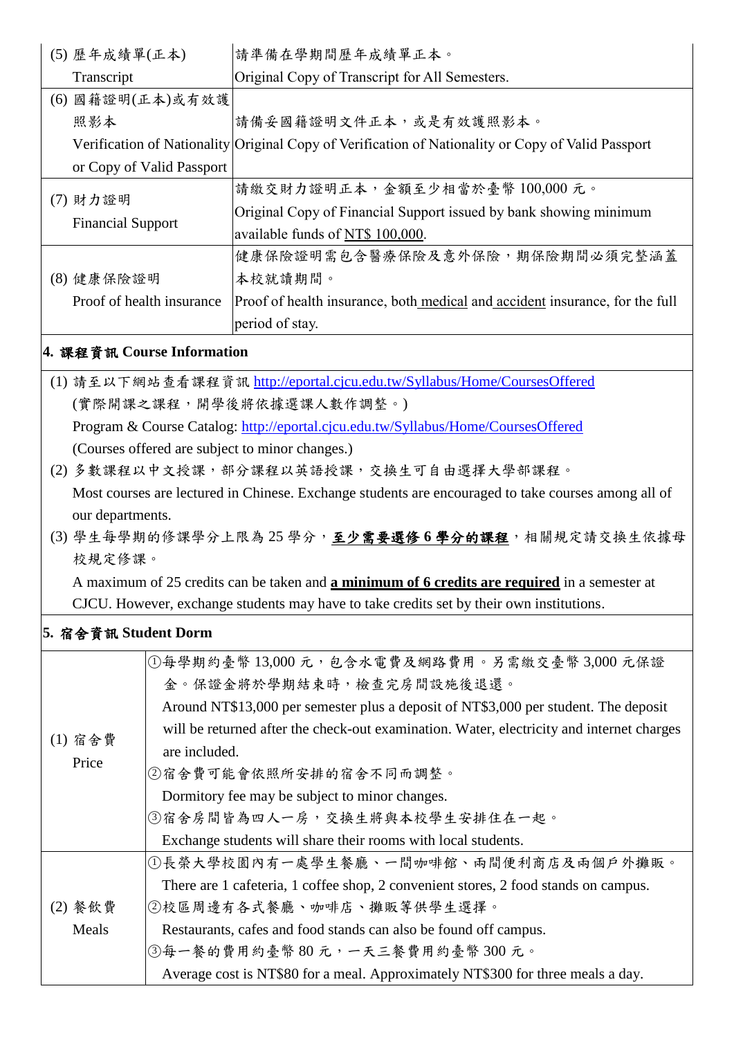| | |
|---|---|
| (5) 歷年成績單(正本)<br>Transcript | 請準備在學期間歷年成績單正本。<br>Original Copy of Transcript for All Semesters. |
| (6) 國籍證明(正本)或有效護照影本<br>Verification of Nationality or Copy of Valid Passport | 請備妥國籍證明文件正本，或是有效護照影本。<br>Original Copy of Verification of Nationality or Copy of Valid Passport |
| (7) 財力證明<br>Financial Support | 請繳交財力證明正本，金額至少相當於臺幣 100,000 元。<br>Original Copy of Financial Support issued by bank showing minimum available funds of NT$ 100,000. |
| (8) 健康保險證明<br>Proof of health insurance | 健康保險證明需包含醫療保險及意外保險，期保險期間必須完整涵蓋本校就讀期間。<br>Proof of health insurance, both medical and accident insurance, for the full period of stay. |

## 4. 課程資訊 Course Information

(1) 請至以下網站查看課程資訊 http://eportal.cjcu.edu.tw/Syllabus/Home/CoursesOffered
(實際開課之課程，開學後將依據選課人數作調整。)
Program & Course Catalog: http://eportal.cjcu.edu.tw/Syllabus/Home/CoursesOffered
(Courses offered are subject to minor changes.)

(2) 多數課程以中文授課，部分課程以英語授課，交換生可自由選擇大學部課程。
Most courses are lectured in Chinese. Exchange students are encouraged to take courses among all of our departments.

(3) 學生每學期的修課學分上限為 25 學分，**至少需要選修 6 學分的課程**，相關規定請交換生依據母校規定修課。
A maximum of 25 credits can be taken and **a minimum of 6 credits are required** in a semester at CJCU. However, exchange students may have to take credits set by their own institutions.

## 5. 宿舍資訊 Student Dorm

| | |
|---|---|
| (1) 宿舍費<br>Price | ①每學期約臺幣 13,000 元，包含水電費及網路費用。另需繳交臺幣 3,000 元保證金。保證金將於學期結束時，檢查完房間設施後退還。<br>Around NT$13,000 per semester plus a deposit of NT$3,000 per student. The deposit will be returned after the check-out examination. Water, electricity and internet charges are included.<br>②宿舍費可能會依照所安排的宿舍不同而調整。<br>Dormitory fee may be subject to minor changes.<br>③宿舍房間皆為四人一房，交換生將與本校學生安排住在一起。<br>Exchange students will share their rooms with local students. |
| (2) 餐飲費<br>Meals | ①長榮大學校園內有一處學生餐廳、一間咖啡館、兩間便利商店及兩個戶外攤販。<br>There are 1 cafeteria, 1 coffee shop, 2 convenient stores, 2 food stands on campus.<br>②校區周邊有各式餐廳、咖啡店、攤販等供學生選擇。<br>Restaurants, cafes and food stands can also be found off campus.<br>③每一餐的費用約臺幣 80 元，一天三餐費用約臺幣 300 元。<br>Average cost is NT$80 for a meal. Approximately NT$300 for three meals a day. |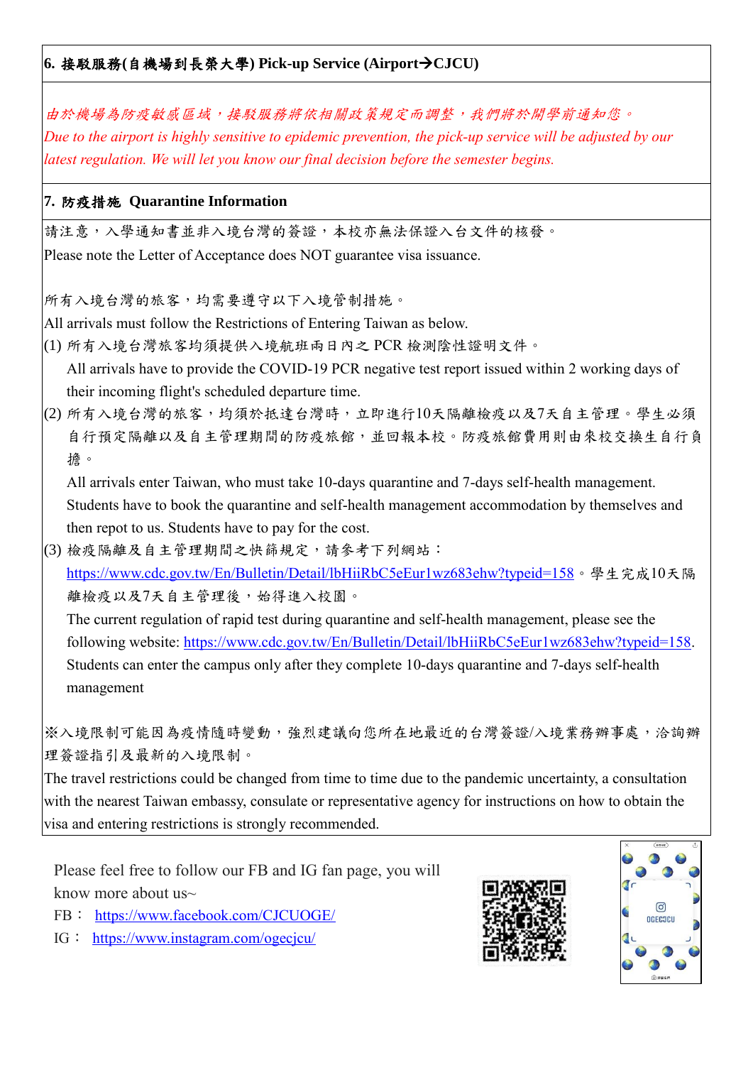## 6. 接駁服務(自機場到長榮大學) Pick-up Service (Airport→CJCU)

*由於機場為防疫敏感區域，接駁服務將依相關政策規定而調整，我們將於開學前通知您。*
*Due to the airport is highly sensitive to epidemic prevention, the pick-up service will be adjusted by our latest regulation. We will let you know our final decision before the semester begins.*

## 7. 防疫措施 Quarantine Information

請注意，入學通知書並非入境台灣的簽證，本校亦無法保證入台文件的核發。
Please note the Letter of Acceptance does NOT guarantee visa issuance.

所有入境台灣的旅客，均需要遵守以下入境管制措施。
All arrivals must follow the Restrictions of Entering Taiwan as below.

(1) 所有入境台灣旅客均須提供入境航班兩日內之 PCR 檢測陰性證明文件。
All arrivals have to provide the COVID-19 PCR negative test report issued within 2 working days of their incoming flight's scheduled departure time.

(2) 所有入境台灣的旅客，均須於抵達台灣時，立即進行10天隔離檢疫以及7天自主管理。學生必須自行預定隔離以及自主管理期間的防疫旅館，並回報本校。防疫旅館費用則由來校交換生自行負擔。
All arrivals enter Taiwan, who must take 10-days quarantine and 7-days self-health management. Students have to book the quarantine and self-health management accommodation by themselves and then repot to us. Students have to pay for the cost.

(3) 檢疫隔離及自主管理期間之快篩規定，請參考下列網站：https://www.cdc.gov.tw/En/Bulletin/Detail/lbHiiRbC5eEur1wz683ehw?typeid=158。學生完成10天隔離檢疫以及7天自主管理後，始得進入校園。
The current regulation of rapid test during quarantine and self-health management, please see the following website: https://www.cdc.gov.tw/En/Bulletin/Detail/lbHiiRbC5eEur1wz683ehw?typeid=158. Students can enter the campus only after they complete 10-days quarantine and 7-days self-health management

※入境限制可能因為疫情隨時變動，強烈建議向您所在地最近的台灣簽證/入境業務辦事處，洽詢辦理簽證指引及最新的入境限制。
The travel restrictions could be changed from time to time due to the pandemic uncertainty, a consultation with the nearest Taiwan embassy, consulate or representative agency for instructions on how to obtain the visa and entering restrictions is strongly recommended.

Please feel free to follow our FB and IG fan page, you will know more about us~

FB： https://www.facebook.com/CJCUOGE/

IG： https://www.instagram.com/ogecjcu/